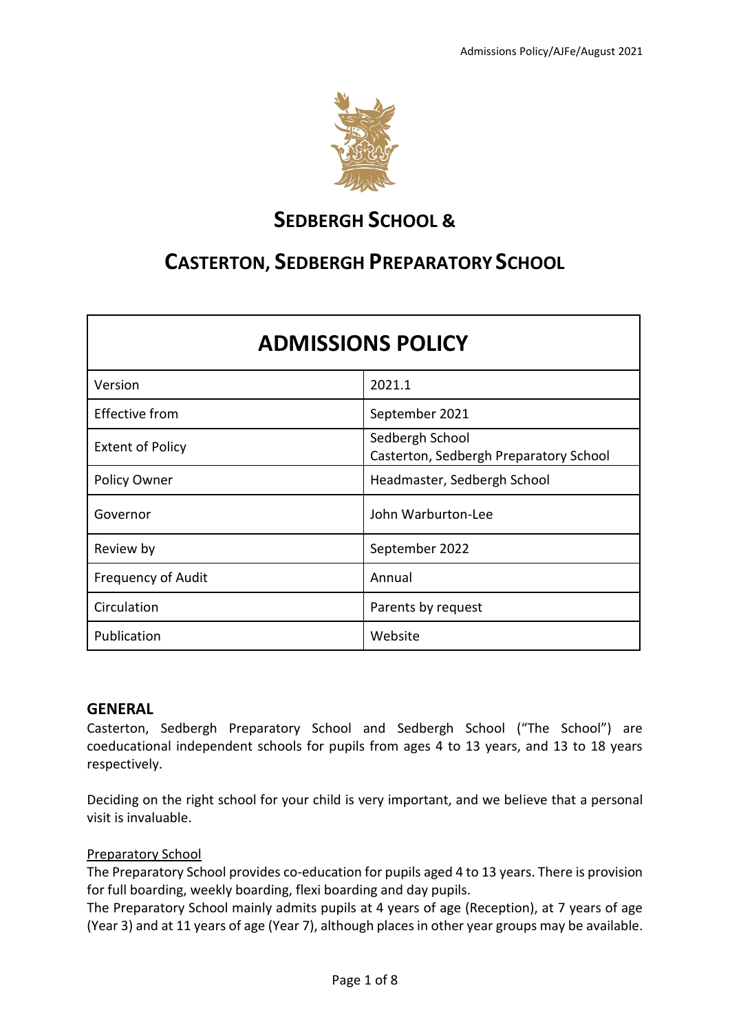# SEDBERGH SCHOOL &

# CASTERTON, SEDBERGH PREPARATORY SCHOOL

| ADMISSIONS POLICY | |
|---|---|
| Version | 2021.1 |
| Effective from | September 2021 |
| Extent of Policy | Sedbergh School<br>Casterton, Sedbergh Preparatory School |
| Policy Owner | Headmaster, Sedbergh School |
| Governor | John Warburton-Lee |
| Review by | September 2022 |
| Frequency of Audit | Annual |
| Circulation | Parents by request |
| Publication | Website |

## GENERAL

Casterton, Sedbergh Preparatory School and Sedbergh School ("The School") are coeducational independent schools for pupils from ages 4 to 13 years, and 13 to 18 years respectively.

Deciding on the right school for your child is very important, and we believe that a personal visit is invaluable.

Preparatory School

The Preparatory School provides co-education for pupils aged 4 to 13 years. There is provision for full boarding, weekly boarding, flexi boarding and day pupils.

The Preparatory School mainly admits pupils at 4 years of age (Reception), at 7 years of age (Year 3) and at 11 years of age (Year 7), although places in other year groups may be available.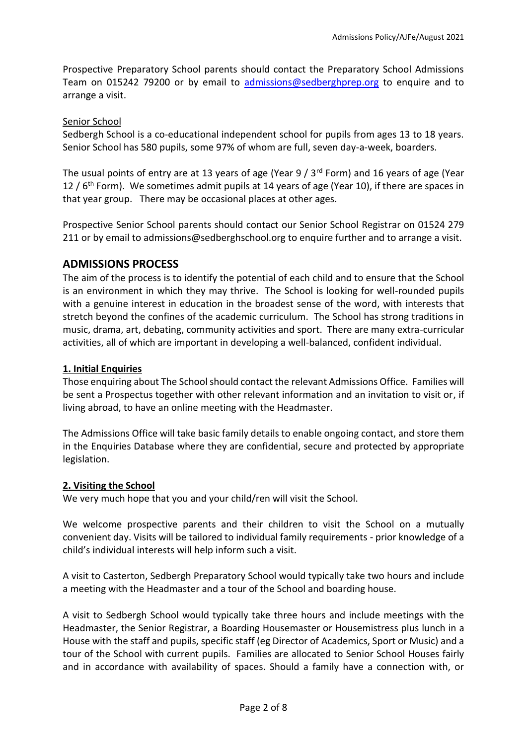Prospective Preparatory School parents should contact the Preparatory School Admissions Team on 015242 79200 or by email to [admissions@sedberghprep.org](mailto:admissions@sedberghprep.org) to enquire and to arrange a visit.

Senior School

Sedbergh School is a co-educational independent school for pupils from ages 13 to 18 years. Senior School has 580 pupils, some 97% of whom are full, seven day-a-week, boarders.

The usual points of entry are at 13 years of age (Year 9 / 3rd Form) and 16 years of age (Year 12 / 6th Form). We sometimes admit pupils at 14 years of age (Year 10), if there are spaces in that year group. There may be occasional places at other ages.

Prospective Senior School parents should contact our Senior School Registrar on 01524 279 211 or by email to admissions@sedberghschool.org to enquire further and to arrange a visit.

## ADMISSIONS PROCESS

The aim of the process is to identify the potential of each child and to ensure that the School is an environment in which they may thrive. The School is looking for well-rounded pupils with a genuine interest in education in the broadest sense of the word, with interests that stretch beyond the confines of the academic curriculum. The School has strong traditions in music, drama, art, debating, community activities and sport. There are many extra-curricular activities, all of which are important in developing a well-balanced, confident individual.

### 1. Initial Enquiries

Those enquiring about The School should contact the relevant Admissions Office. Families will be sent a Prospectus together with other relevant information and an invitation to visit or, if living abroad, to have an online meeting with the Headmaster.

The Admissions Office will take basic family details to enable ongoing contact, and store them in the Enquiries Database where they are confidential, secure and protected by appropriate legislation.

### 2. Visiting the School

We very much hope that you and your child/ren will visit the School.

We welcome prospective parents and their children to visit the School on a mutually convenient day. Visits will be tailored to individual family requirements - prior knowledge of a child's individual interests will help inform such a visit.

A visit to Casterton, Sedbergh Preparatory School would typically take two hours and include a meeting with the Headmaster and a tour of the School and boarding house.

A visit to Sedbergh School would typically take three hours and include meetings with the Headmaster, the Senior Registrar, a Boarding Housemaster or Housemistress plus lunch in a House with the staff and pupils, specific staff (eg Director of Academics, Sport or Music) and a tour of the School with current pupils. Families are allocated to Senior School Houses fairly and in accordance with availability of spaces. Should a family have a connection with, or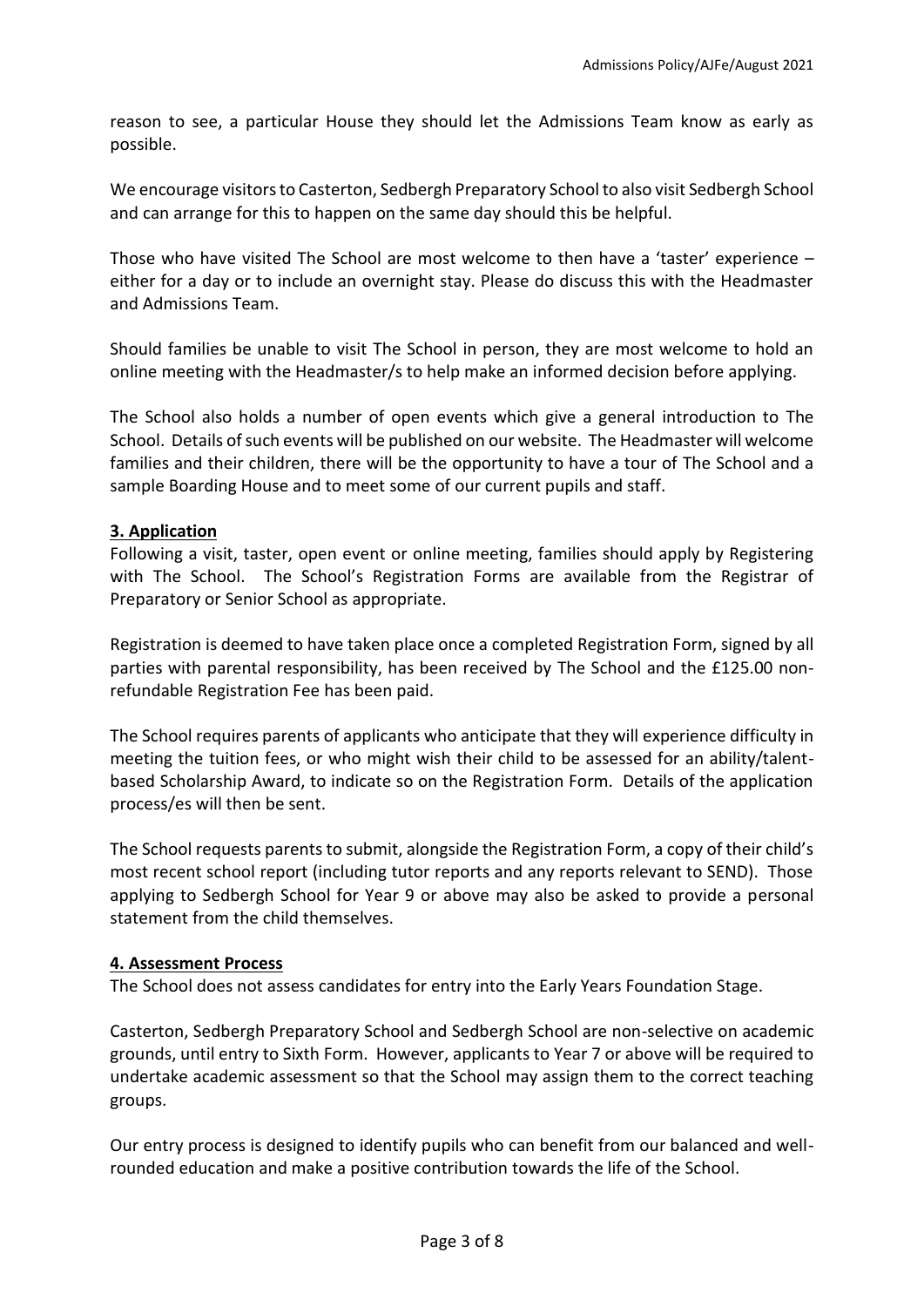reason to see, a particular House they should let the Admissions Team know as early as possible.

We encourage visitors to Casterton, Sedbergh Preparatory School to also visit Sedbergh School and can arrange for this to happen on the same day should this be helpful.

Those who have visited The School are most welcome to then have a 'taster' experience – either for a day or to include an overnight stay. Please do discuss this with the Headmaster and Admissions Team.

Should families be unable to visit The School in person, they are most welcome to hold an online meeting with the Headmaster/s to help make an informed decision before applying.

The School also holds a number of open events which give a general introduction to The School. Details of such events will be published on our website. The Headmaster will welcome families and their children, there will be the opportunity to have a tour of The School and a sample Boarding House and to meet some of our current pupils and staff.

## 3. Application

Following a visit, taster, open event or online meeting, families should apply by Registering with The School. The School's Registration Forms are available from the Registrar of Preparatory or Senior School as appropriate.

Registration is deemed to have taken place once a completed Registration Form, signed by all parties with parental responsibility, has been received by The School and the £125.00 non-refundable Registration Fee has been paid.

The School requires parents of applicants who anticipate that they will experience difficulty in meeting the tuition fees, or who might wish their child to be assessed for an ability/talent-based Scholarship Award, to indicate so on the Registration Form. Details of the application process/es will then be sent.

The School requests parents to submit, alongside the Registration Form, a copy of their child's most recent school report (including tutor reports and any reports relevant to SEND). Those applying to Sedbergh School for Year 9 or above may also be asked to provide a personal statement from the child themselves.

## 4. Assessment Process

The School does not assess candidates for entry into the Early Years Foundation Stage.

Casterton, Sedbergh Preparatory School and Sedbergh School are non-selective on academic grounds, until entry to Sixth Form. However, applicants to Year 7 or above will be required to undertake academic assessment so that the School may assign them to the correct teaching groups.

Our entry process is designed to identify pupils who can benefit from our balanced and well-rounded education and make a positive contribution towards the life of the School.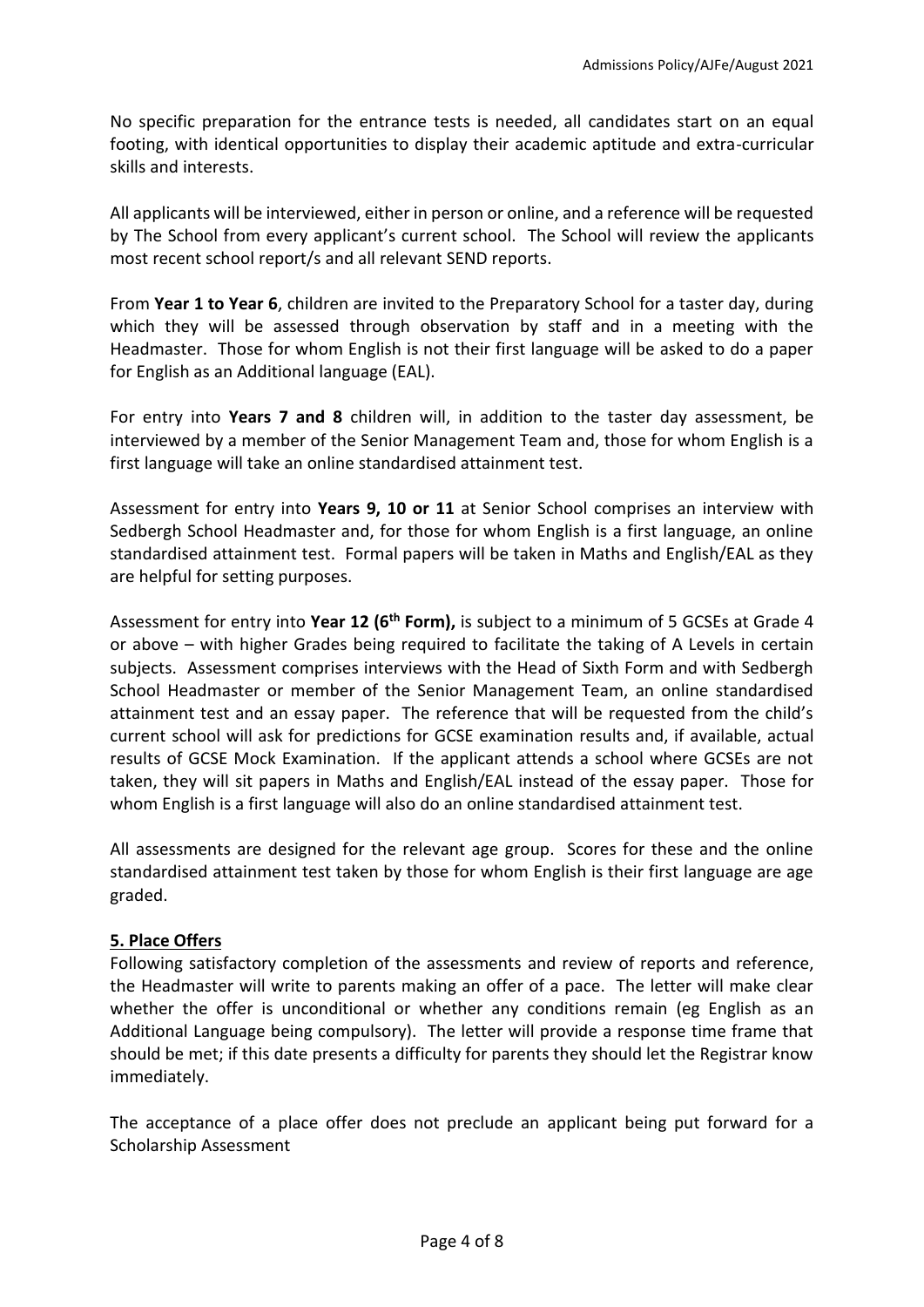No specific preparation for the entrance tests is needed, all candidates start on an equal footing, with identical opportunities to display their academic aptitude and extra-curricular skills and interests.

All applicants will be interviewed, either in person or online, and a reference will be requested by The School from every applicant's current school. The School will review the applicants most recent school report/s and all relevant SEND reports.

From **Year 1 to Year 6**, children are invited to the Preparatory School for a taster day, during which they will be assessed through observation by staff and in a meeting with the Headmaster. Those for whom English is not their first language will be asked to do a paper for English as an Additional language (EAL).

For entry into **Years 7 and 8** children will, in addition to the taster day assessment, be interviewed by a member of the Senior Management Team and, those for whom English is a first language will take an online standardised attainment test.

Assessment for entry into **Years 9, 10 or 11** at Senior School comprises an interview with Sedbergh School Headmaster and, for those for whom English is a first language, an online standardised attainment test. Formal papers will be taken in Maths and English/EAL as they are helpful for setting purposes.

Assessment for entry into **Year 12 (6th Form),** is subject to a minimum of 5 GCSEs at Grade 4 or above – with higher Grades being required to facilitate the taking of A Levels in certain subjects. Assessment comprises interviews with the Head of Sixth Form and with Sedbergh School Headmaster or member of the Senior Management Team, an online standardised attainment test and an essay paper. The reference that will be requested from the child's current school will ask for predictions for GCSE examination results and, if available, actual results of GCSE Mock Examination. If the applicant attends a school where GCSEs are not taken, they will sit papers in Maths and English/EAL instead of the essay paper. Those for whom English is a first language will also do an online standardised attainment test.

All assessments are designed for the relevant age group. Scores for these and the online standardised attainment test taken by those for whom English is their first language are age graded.

## 5. Place Offers

Following satisfactory completion of the assessments and review of reports and reference, the Headmaster will write to parents making an offer of a pace. The letter will make clear whether the offer is unconditional or whether any conditions remain (eg English as an Additional Language being compulsory). The letter will provide a response time frame that should be met; if this date presents a difficulty for parents they should let the Registrar know immediately.

The acceptance of a place offer does not preclude an applicant being put forward for a Scholarship Assessment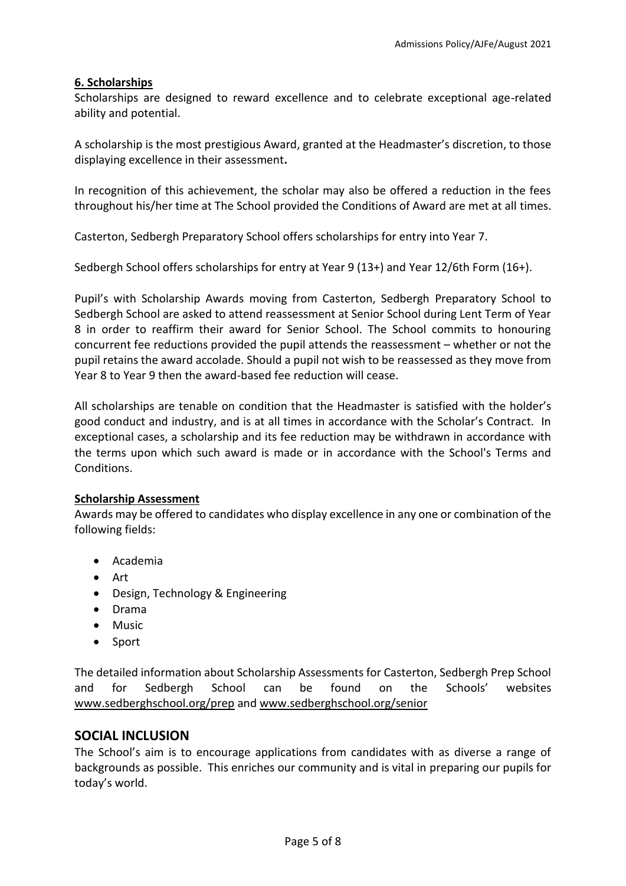### 6. Scholarships

Scholarships are designed to reward excellence and to celebrate exceptional age-related ability and potential.

A scholarship is the most prestigious Award, granted at the Headmaster's discretion, to those displaying excellence in their assessment**.**

In recognition of this achievement, the scholar may also be offered a reduction in the fees throughout his/her time at The School provided the Conditions of Award are met at all times.

Casterton, Sedbergh Preparatory School offers scholarships for entry into Year 7.

Sedbergh School offers scholarships for entry at Year 9 (13+) and Year 12/6th Form (16+).

Pupil's with Scholarship Awards moving from Casterton, Sedbergh Preparatory School to Sedbergh School are asked to attend reassessment at Senior School during Lent Term of Year 8 in order to reaffirm their award for Senior School. The School commits to honouring concurrent fee reductions provided the pupil attends the reassessment – whether or not the pupil retains the award accolade. Should a pupil not wish to be reassessed as they move from Year 8 to Year 9 then the award-based fee reduction will cease.

All scholarships are tenable on condition that the Headmaster is satisfied with the holder's good conduct and industry, and is at all times in accordance with the Scholar's Contract. In exceptional cases, a scholarship and its fee reduction may be withdrawn in accordance with the terms upon which such award is made or in accordance with the School's Terms and Conditions.

#### Scholarship Assessment

Awards may be offered to candidates who display excellence in any one or combination of the following fields:

- Academia
- Art
- Design, Technology & Engineering
- Drama
- Music
- Sport

The detailed information about Scholarship Assessments for Casterton, Sedbergh Prep School and for Sedbergh School can be found on the Schools' websites www.sedberghschool.org/prep and www.sedberghschool.org/senior

## SOCIAL INCLUSION

The School's aim is to encourage applications from candidates with as diverse a range of backgrounds as possible. This enriches our community and is vital in preparing our pupils for today's world.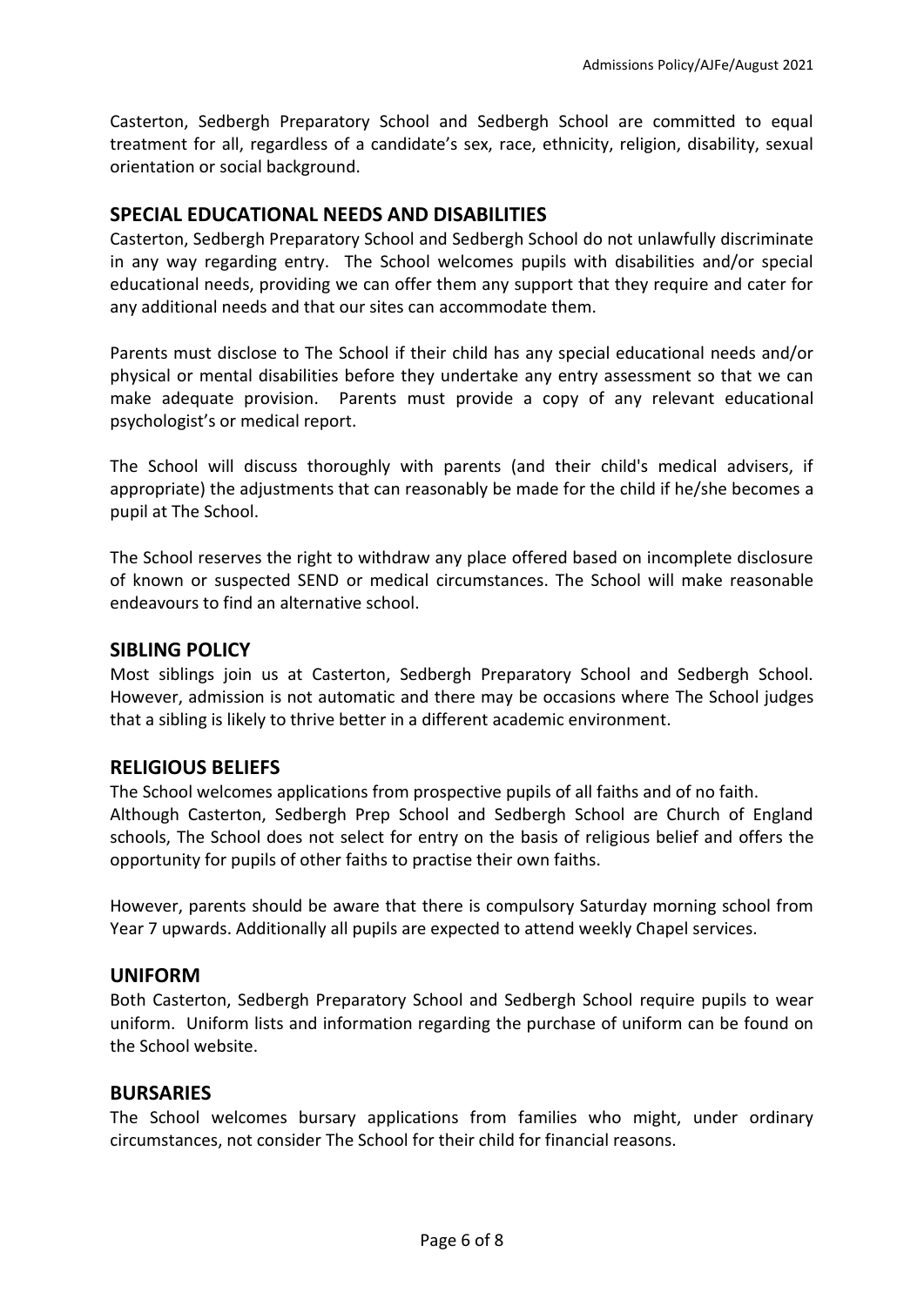Casterton, Sedbergh Preparatory School and Sedbergh School are committed to equal treatment for all, regardless of a candidate's sex, race, ethnicity, religion, disability, sexual orientation or social background.

## SPECIAL EDUCATIONAL NEEDS AND DISABILITIES

Casterton, Sedbergh Preparatory School and Sedbergh School do not unlawfully discriminate in any way regarding entry. The School welcomes pupils with disabilities and/or special educational needs, providing we can offer them any support that they require and cater for any additional needs and that our sites can accommodate them.

Parents must disclose to The School if their child has any special educational needs and/or physical or mental disabilities before they undertake any entry assessment so that we can make adequate provision. Parents must provide a copy of any relevant educational psychologist's or medical report.

The School will discuss thoroughly with parents (and their child's medical advisers, if appropriate) the adjustments that can reasonably be made for the child if he/she becomes a pupil at The School.

The School reserves the right to withdraw any place offered based on incomplete disclosure of known or suspected SEND or medical circumstances. The School will make reasonable endeavours to find an alternative school.

## SIBLING POLICY

Most siblings join us at Casterton, Sedbergh Preparatory School and Sedbergh School. However, admission is not automatic and there may be occasions where The School judges that a sibling is likely to thrive better in a different academic environment.

## RELIGIOUS BELIEFS

The School welcomes applications from prospective pupils of all faiths and of no faith. Although Casterton, Sedbergh Prep School and Sedbergh School are Church of England schools, The School does not select for entry on the basis of religious belief and offers the opportunity for pupils of other faiths to practise their own faiths.

However, parents should be aware that there is compulsory Saturday morning school from Year 7 upwards. Additionally all pupils are expected to attend weekly Chapel services.

## UNIFORM

Both Casterton, Sedbergh Preparatory School and Sedbergh School require pupils to wear uniform. Uniform lists and information regarding the purchase of uniform can be found on the School website.

## BURSARIES

The School welcomes bursary applications from families who might, under ordinary circumstances, not consider The School for their child for financial reasons.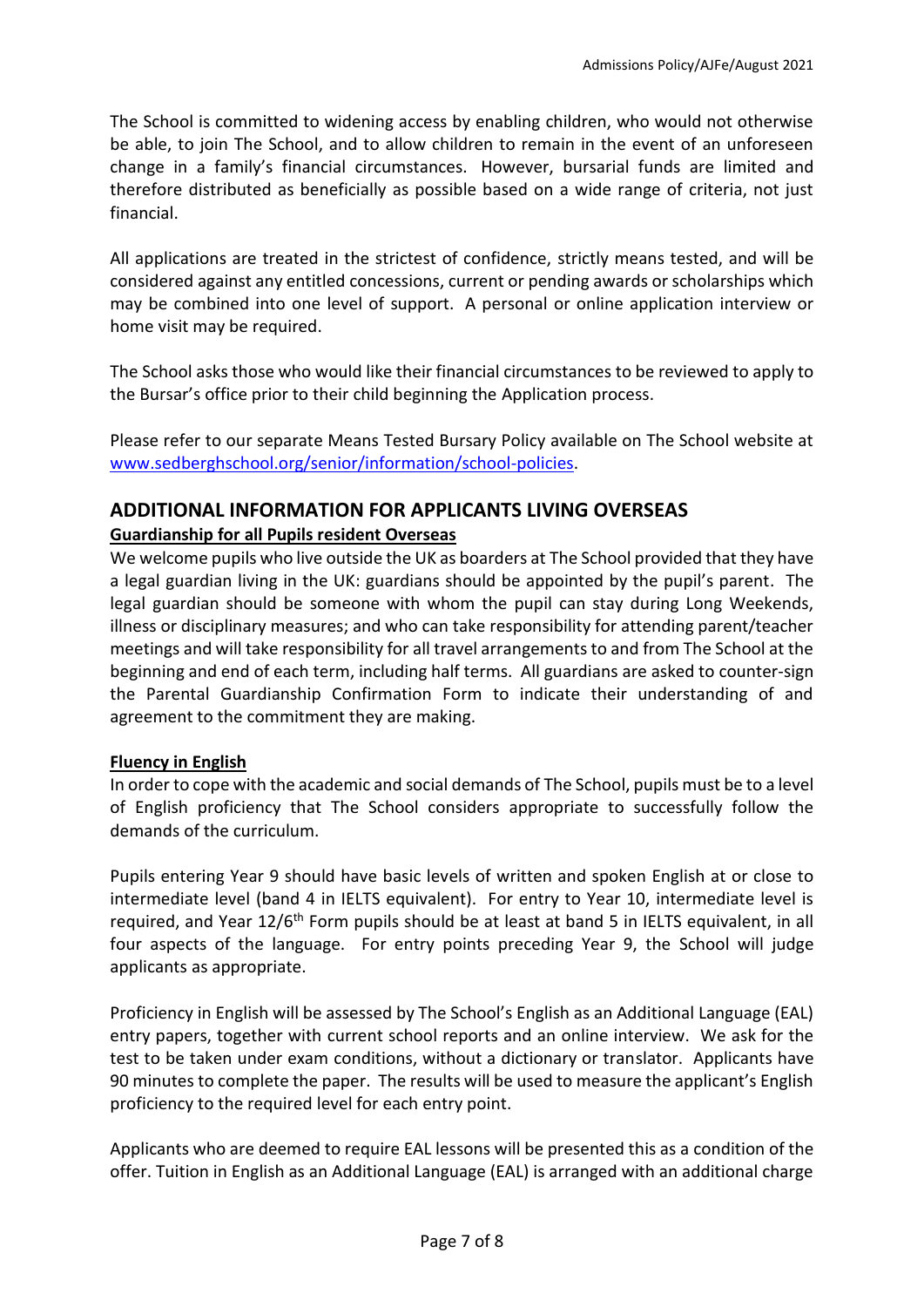The School is committed to widening access by enabling children, who would not otherwise be able, to join The School, and to allow children to remain in the event of an unforeseen change in a family's financial circumstances. However, bursarial funds are limited and therefore distributed as beneficially as possible based on a wide range of criteria, not just financial.

All applications are treated in the strictest of confidence, strictly means tested, and will be considered against any entitled concessions, current or pending awards or scholarships which may be combined into one level of support. A personal or online application interview or home visit may be required.

The School asks those who would like their financial circumstances to be reviewed to apply to the Bursar's office prior to their child beginning the Application process.

Please refer to our separate Means Tested Bursary Policy available on The School website at [www.sedberghschool.org/senior/information/school-policies](www.sedberghschool.org/senior/information/school-policies).

## ADDITIONAL INFORMATION FOR APPLICANTS LIVING OVERSEAS

### Guardianship for all Pupils resident Overseas

We welcome pupils who live outside the UK as boarders at The School provided that they have a legal guardian living in the UK: guardians should be appointed by the pupil's parent. The legal guardian should be someone with whom the pupil can stay during Long Weekends, illness or disciplinary measures; and who can take responsibility for attending parent/teacher meetings and will take responsibility for all travel arrangements to and from The School at the beginning and end of each term, including half terms. All guardians are asked to counter-sign the Parental Guardianship Confirmation Form to indicate their understanding of and agreement to the commitment they are making.

### Fluency in English

In order to cope with the academic and social demands of The School, pupils must be to a level of English proficiency that The School considers appropriate to successfully follow the demands of the curriculum.

Pupils entering Year 9 should have basic levels of written and spoken English at or close to intermediate level (band 4 in IELTS equivalent). For entry to Year 10, intermediate level is required, and Year 12/6th Form pupils should be at least at band 5 in IELTS equivalent, in all four aspects of the language. For entry points preceding Year 9, the School will judge applicants as appropriate.

Proficiency in English will be assessed by The School's English as an Additional Language (EAL) entry papers, together with current school reports and an online interview. We ask for the test to be taken under exam conditions, without a dictionary or translator. Applicants have 90 minutes to complete the paper. The results will be used to measure the applicant's English proficiency to the required level for each entry point.

Applicants who are deemed to require EAL lessons will be presented this as a condition of the offer. Tuition in English as an Additional Language (EAL) is arranged with an additional charge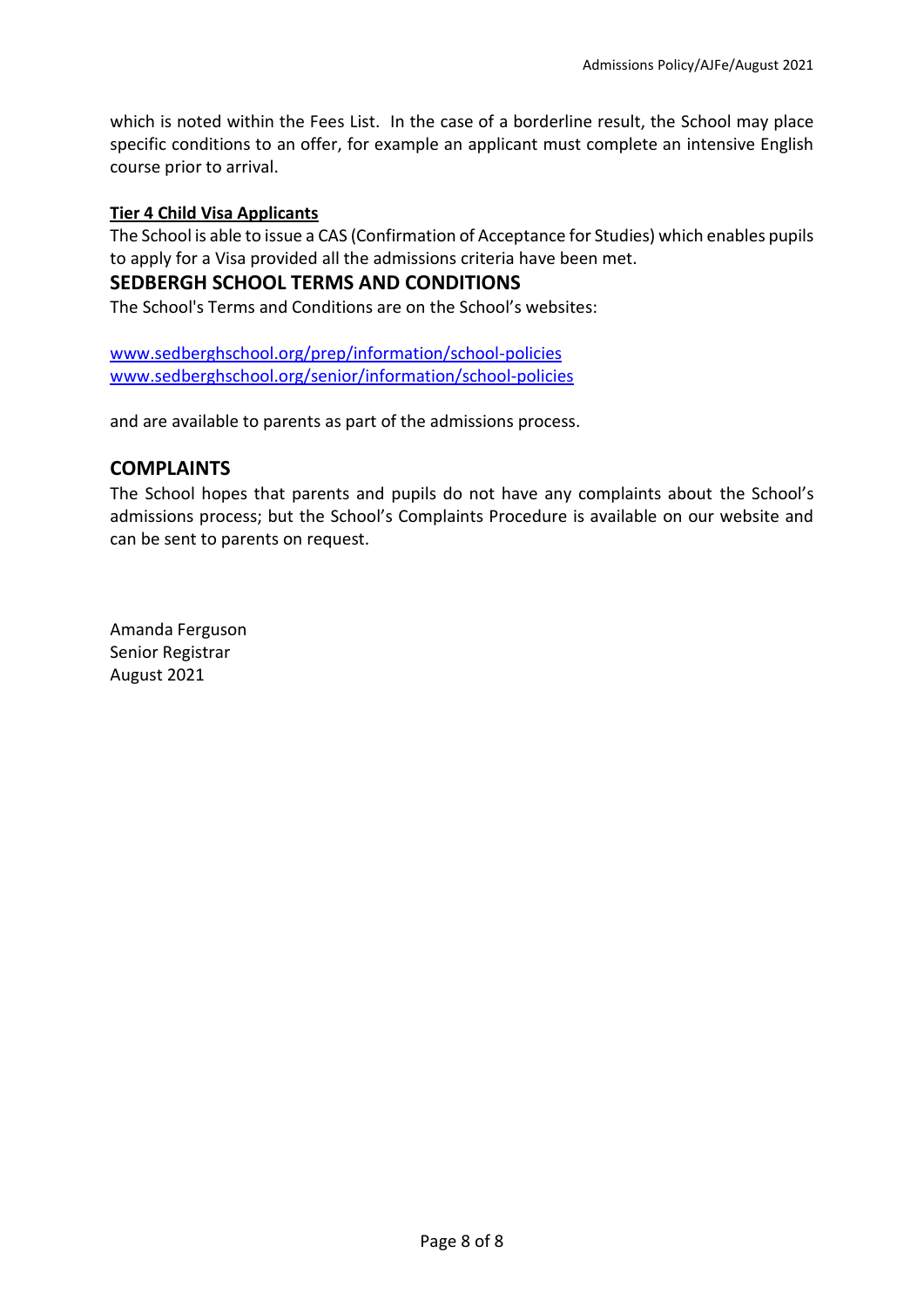which is noted within the Fees List. In the case of a borderline result, the School may place specific conditions to an offer, for example an applicant must complete an intensive English course prior to arrival.

**Tier 4 Child Visa Applicants**

The School is able to issue a CAS (Confirmation of Acceptance for Studies) which enables pupils to apply for a Visa provided all the admissions criteria have been met.

## SEDBERGH SCHOOL TERMS AND CONDITIONS

The School's Terms and Conditions are on the School's websites:

www.sedberghschool.org/prep/information/school-policies
www.sedberghschool.org/senior/information/school-policies

and are available to parents as part of the admissions process.

## COMPLAINTS

The School hopes that parents and pupils do not have any complaints about the School's admissions process; but the School's Complaints Procedure is available on our website and can be sent to parents on request.

Amanda Ferguson
Senior Registrar
August 2021